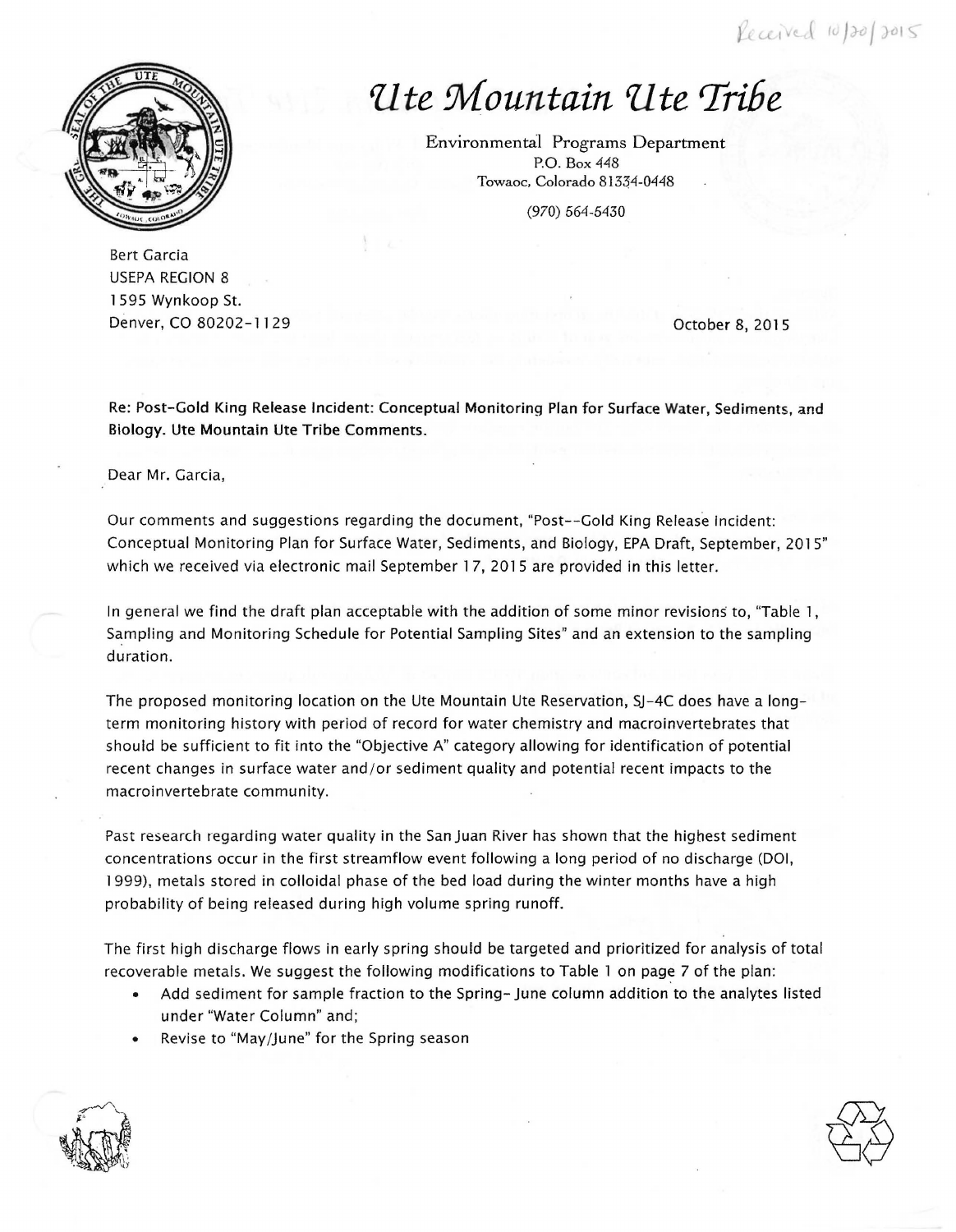Received 10/20/2015

# *Ute Mountain Ute Tribe*

Environmental Programs Department
P.O. Box 448
Towaoc, Colorado 81334-0448

(970) 564-5430

Bert Garcia
USEPA REGION 8
1595 Wynkoop St.
Denver, CO 80202-1129

October 8, 2015

**Re: Post-Gold King Release Incident: Conceptual Monitoring Plan for Surface Water, Sediments, and Biology. Ute Mountain Ute Tribe Comments.**

Dear Mr. Garcia,

Our comments and suggestions regarding the document, "Post--Gold King Release Incident: Conceptual Monitoring Plan for Surface Water, Sediments, and Biology, EPA Draft, September, 2015" which we received via electronic mail September 17, 2015 are provided in this letter.

In general we find the draft plan acceptable with the addition of some minor revisions to, "Table 1, Sampling and Monitoring Schedule for Potential Sampling Sites" and an extension to the sampling duration.

The proposed monitoring location on the Ute Mountain Ute Reservation, SJ-4C does have a long-term monitoring history with period of record for water chemistry and macroinvertebrates that should be sufficient to fit into the "Objective A" category allowing for identification of potential recent changes in surface water and/or sediment quality and potential recent impacts to the macroinvertebrate community.

Past research regarding water quality in the San Juan River has shown that the highest sediment concentrations occur in the first streamflow event following a long period of no discharge (DOI, 1999), metals stored in colloidal phase of the bed load during the winter months have a high probability of being released during high volume spring runoff.

The first high discharge flows in early spring should be targeted and prioritized for analysis of total recoverable metals. We suggest the following modifications to Table 1 on page 7 of the plan:

- Add sediment for sample fraction to the Spring- June column addition to the analytes listed under "Water Column" and;
- Revise to "May/June" for the Spring season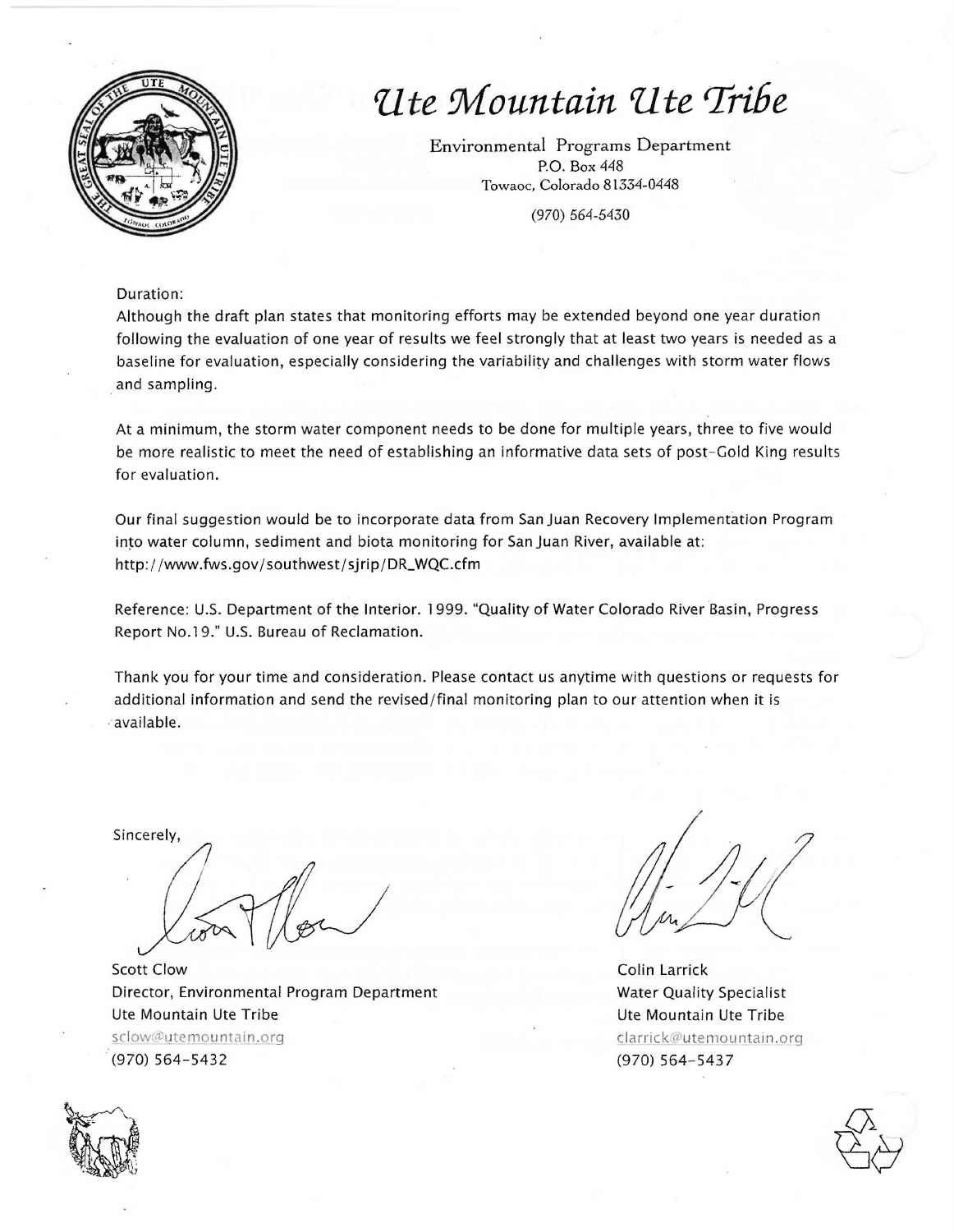# *Ute Mountain Ute Tribe*

Environmental Programs Department
P.O. Box 448
Towaoc, Colorado 81334-0448

(970) 564-5430

Duration:

Although the draft plan states that monitoring efforts may be extended beyond one year duration following the evaluation of one year of results we feel strongly that at least two years is needed as a baseline for evaluation, especially considering the variability and challenges with storm water flows and sampling.

At a minimum, the storm water component needs to be done for multiple years, three to five would be more realistic to meet the need of establishing an informative data sets of post-Gold King results for evaluation.

Our final suggestion would be to incorporate data from San Juan Recovery Implementation Program into water column, sediment and biota monitoring for San Juan River, available at: http://www.fws.gov/southwest/sjrip/DR_WQC.cfm

Reference: U.S. Department of the Interior. 1999. "Quality of Water Colorado River Basin, Progress Report No.19." U.S. Bureau of Reclamation.

Thank you for your time and consideration. Please contact us anytime with questions or requests for additional information and send the revised/final monitoring plan to our attention when it is available.

Sincerely,

Scott Clow
Director, Environmental Program Department
Ute Mountain Ute Tribe
sclow@utemountain.org
(970) 564-5432

Colin Larrick
Water Quality Specialist
Ute Mountain Ute Tribe
clarrick@utemountain.org
(970) 564-5437